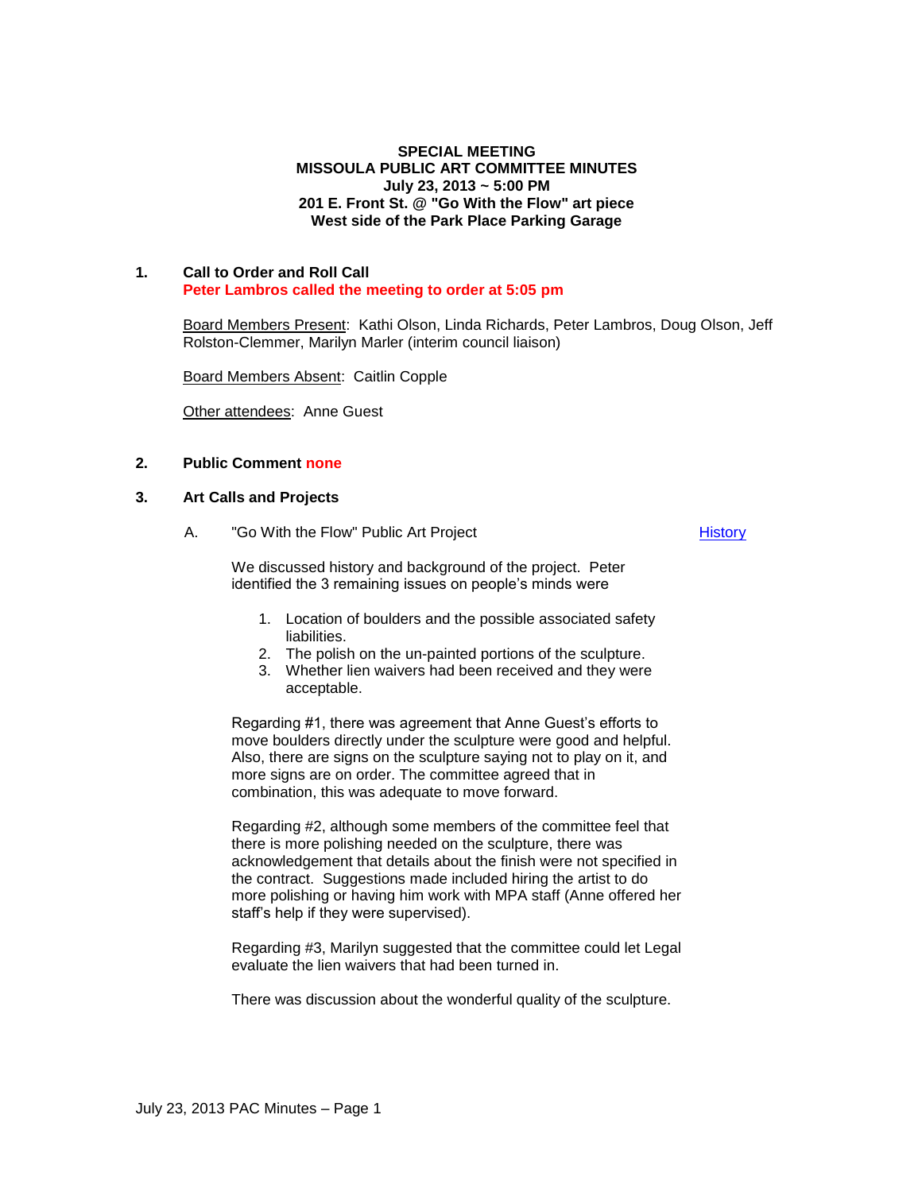**SPECIAL MEETING**
**MISSOULA PUBLIC ART COMMITTEE MINUTES**
**July 23, 2013 ~ 5:00 PM**
**201 E. Front St. @ "Go With the Flow" art piece**
**West side of the Park Place Parking Garage**

## 1. Call to Order and Roll Call

**Peter Lambros called the meeting to order at 5:05 pm**

Board Members Present: Kathi Olson, Linda Richards, Peter Lambros, Doug Olson, Jeff Rolston-Clemmer, Marilyn Marler (interim council liaison)

Board Members Absent: Caitlin Copple

Other attendees: Anne Guest

## 2. Public Comment none

## 3. Art Calls and Projects

### A. "Go With the Flow" Public Art Project — History

We discussed history and background of the project. Peter identified the 3 remaining issues on people's minds were

1. Location of boulders and the possible associated safety liabilities.
2. The polish on the un-painted portions of the sculpture.
3. Whether lien waivers had been received and they were acceptable.

Regarding #1, there was agreement that Anne Guest's efforts to move boulders directly under the sculpture were good and helpful. Also, there are signs on the sculpture saying not to play on it, and more signs are on order. The committee agreed that in combination, this was adequate to move forward.

Regarding #2, although some members of the committee feel that there is more polishing needed on the sculpture, there was acknowledgement that details about the finish were not specified in the contract. Suggestions made included hiring the artist to do more polishing or having him work with MPA staff (Anne offered her staff's help if they were supervised).

Regarding #3, Marilyn suggested that the committee could let Legal evaluate the lien waivers that had been turned in.

There was discussion about the wonderful quality of the sculpture.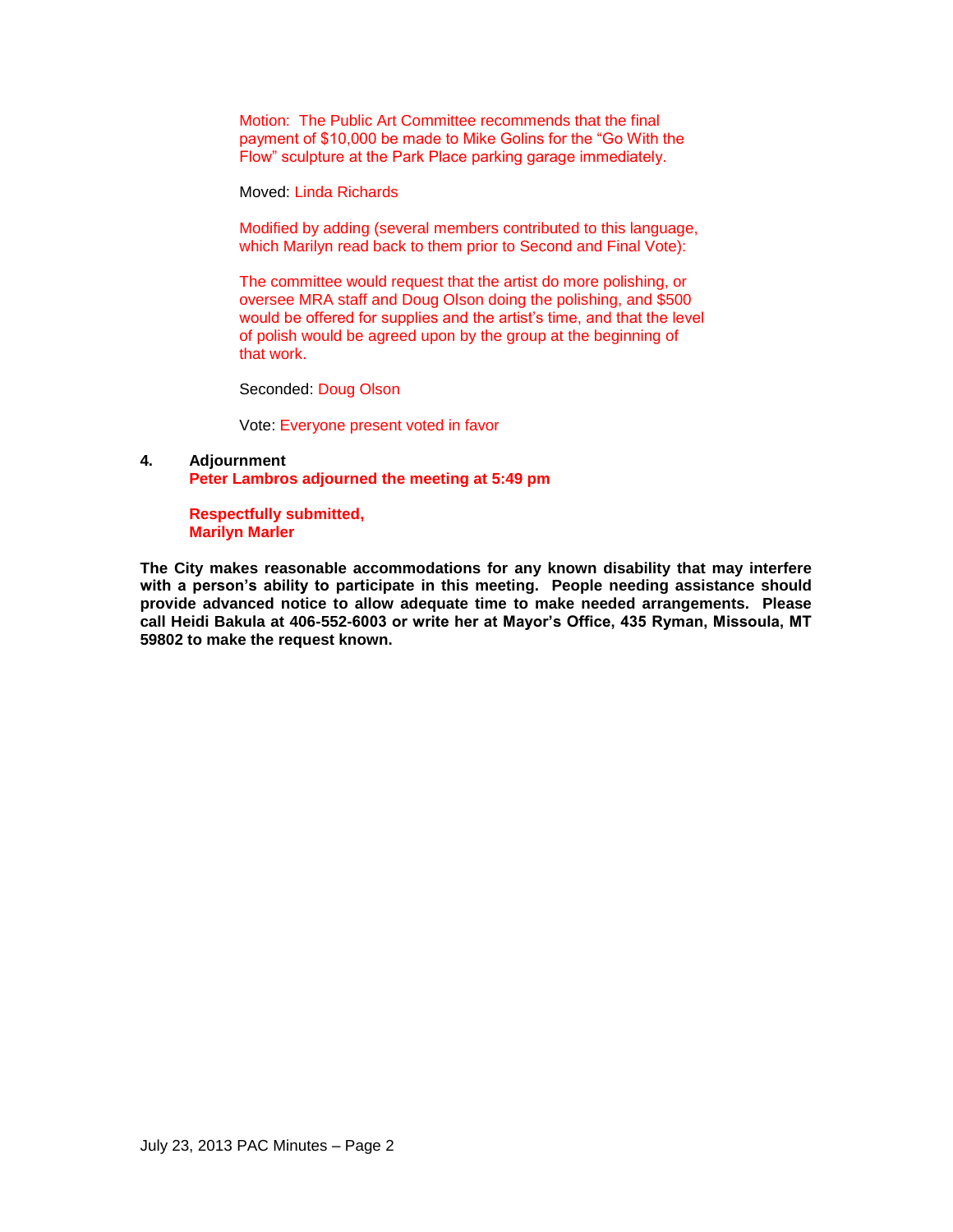Motion: The Public Art Committee recommends that the final payment of $10,000 be made to Mike Golins for the “Go With the Flow” sculpture at the Park Place parking garage immediately.

Moved: Linda Richards

Modified by adding (several members contributed to this language, which Marilyn read back to them prior to Second and Final Vote):

The committee would request that the artist do more polishing, or oversee MRA staff and Doug Olson doing the polishing, and $500 would be offered for supplies and the artist’s time, and that the level of polish would be agreed upon by the group at the beginning of that work.

Seconded: Doug Olson

Vote: Everyone present voted in favor

**4. Adjournment**

**Peter Lambros adjourned the meeting at 5:49 pm**

**Respectfully submitted,**
**Marilyn Marler**

**The City makes reasonable accommodations for any known disability that may interfere with a person’s ability to participate in this meeting. People needing assistance should provide advanced notice to allow adequate time to make needed arrangements. Please call Heidi Bakula at 406-552-6003 or write her at Mayor’s Office, 435 Ryman, Missoula, MT 59802 to make the request known.**